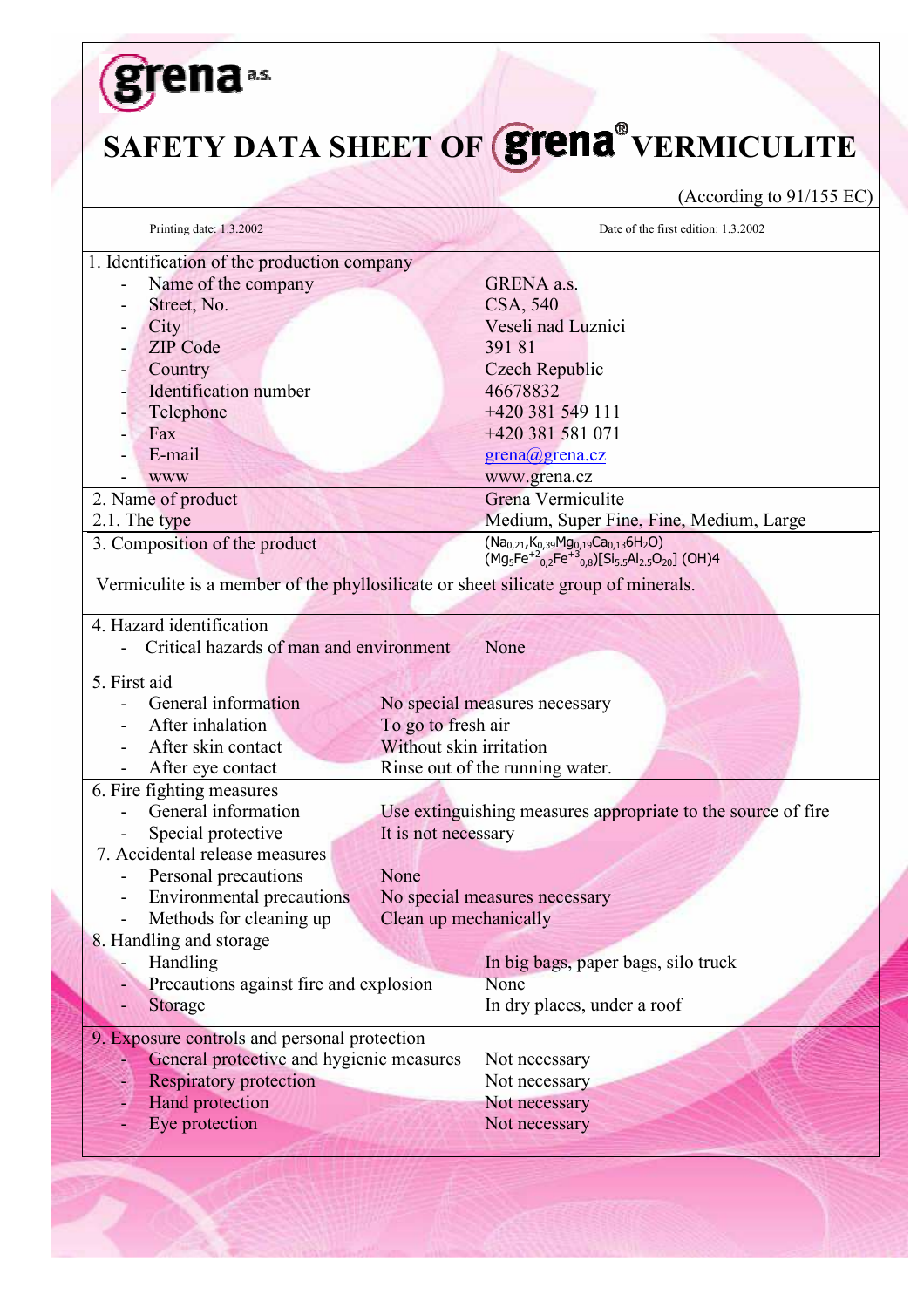grena a.s.

# SAFETY DATA SHEET OF grena® VERMICULITE

(According to 91/155 EC)

Printing date: 1.3.2002 | Date of the first edition: 1.3.2002

## 1. Identification of the production company

- Name of the company: GRENA a.s.
- Street, No.: CSA, 540
- City: Veseli nad Luznici
- ZIP Code: 391 81
- Country: Czech Republic
- Identification number: 46678832
- Telephone: +420 381 549 111
- Fax: +420 381 581 071
- E-mail: grena@grena.cz
- www: www.grena.cz

## 2. Name of product

Grena Vermiculite

**2.1. The type:** Medium, Super Fine, Fine, Medium, Large

## 3. Composition of the product

$(Na_{0,21},K_{0,39}Mg_{0,19}Ca_{0,13}6H_2O)$
$(Mg_5Fe^{+2}_{0,2}Fe^{+3}_{0,8})[Si_{5.5}Al_{2.5}O_{20}]\ (OH)4$

Vermiculite is a member of the phyllosilicate or sheet silicate group of minerals.

## 4. Hazard identification

- Critical hazards of man and environment: None

## 5. First aid

- General information: No special measures necessary
- After inhalation: To go to fresh air
- After skin contact: Without skin irritation
- After eye contact: Rinse out of the running water.

## 6. Fire fighting measures

- General information: Use extinguishing measures appropriate to the source of fire
- Special protective: It is not necessary

## 7. Accidental release measures

- Personal precautions: None
- Environmental precautions: No special measures necessary
- Methods for cleaning up: Clean up mechanically

## 8. Handling and storage

- Handling: In big bags, paper bags, silo truck
- Precautions against fire and explosion: None
- Storage: In dry places, under a roof

## 9. Exposure controls and personal protection

- General protective and hygienic measures: Not necessary
- Respiratory protection: Not necessary
- Hand protection: Not necessary
- Eye protection: Not necessary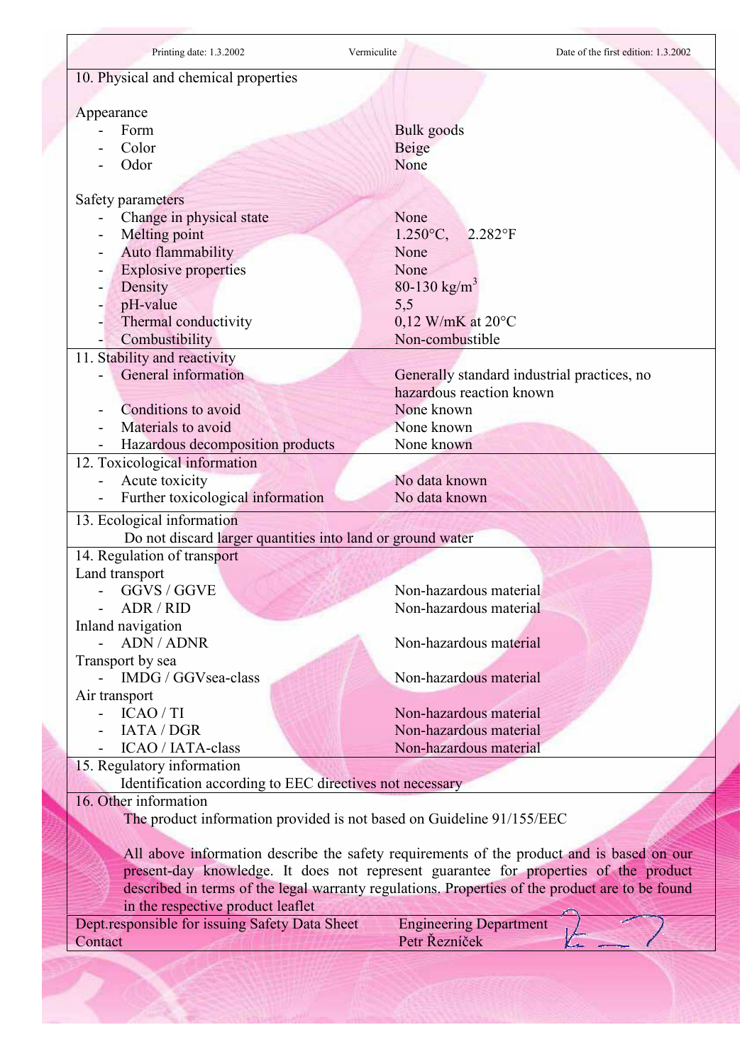## 10. Physical and chemical properties

**Appearance**

| | |
|---|---|
| - Form | Bulk goods |
| - Color | Beige |
| - Odor | None |

**Safety parameters**

| | |
|---|---|
| - Change in physical state | None |
| - Melting point | 1.250°C, 2.282°F |
| - Auto flammability | None |
| - Explosive properties | None |
| - Density | 80-130 kg/m$^3$ |
| - pH-value | 5,5 |
| - Thermal conductivity | 0,12 W/mK at 20°C |
| - Combustibility | Non-combustible |

## 11. Stability and reactivity

| | |
|---|---|
| - General information | Generally standard industrial practices, no hazardous reaction known |
| - Conditions to avoid | None known |
| - Materials to avoid | None known |
| - Hazardous decomposition products | None known |

## 12. Toxicological information

| | |
|---|---|
| - Acute toxicity | No data known |
| - Further toxicological information | No data known |

## 13. Ecological information

Do not discard larger quantities into land or ground water

## 14. Regulation of transport

**Land transport**

| | |
|---|---|
| - GGVS / GGVE | Non-hazardous material |
| - ADR / RID | Non-hazardous material |

**Inland navigation**

| | |
|---|---|
| - ADN / ADNR | Non-hazardous material |

**Transport by sea**

| | |
|---|---|
| - IMDG / GGVsea-class | Non-hazardous material |

**Air transport**

| | |
|---|---|
| - ICAO / TI | Non-hazardous material |
| - IATA / DGR | Non-hazardous material |
| - ICAO / IATA-class | Non-hazardous material |

## 15. Regulatory information

Identification according to EEC directives not necessary

## 16. Other information

The product information provided is not based on Guideline 91/155/EEC

All above information describe the safety requirements of the product and is based on our present-day knowledge. It does not represent guarantee for properties of the product described in terms of the legal warranty regulations. Properties of the product are to be found in the respective product leaflet

| | |
|---|---|
| Dept.responsible for issuing Safety Data Sheet | Engineering Department |
| Contact | Petr Řezníček |